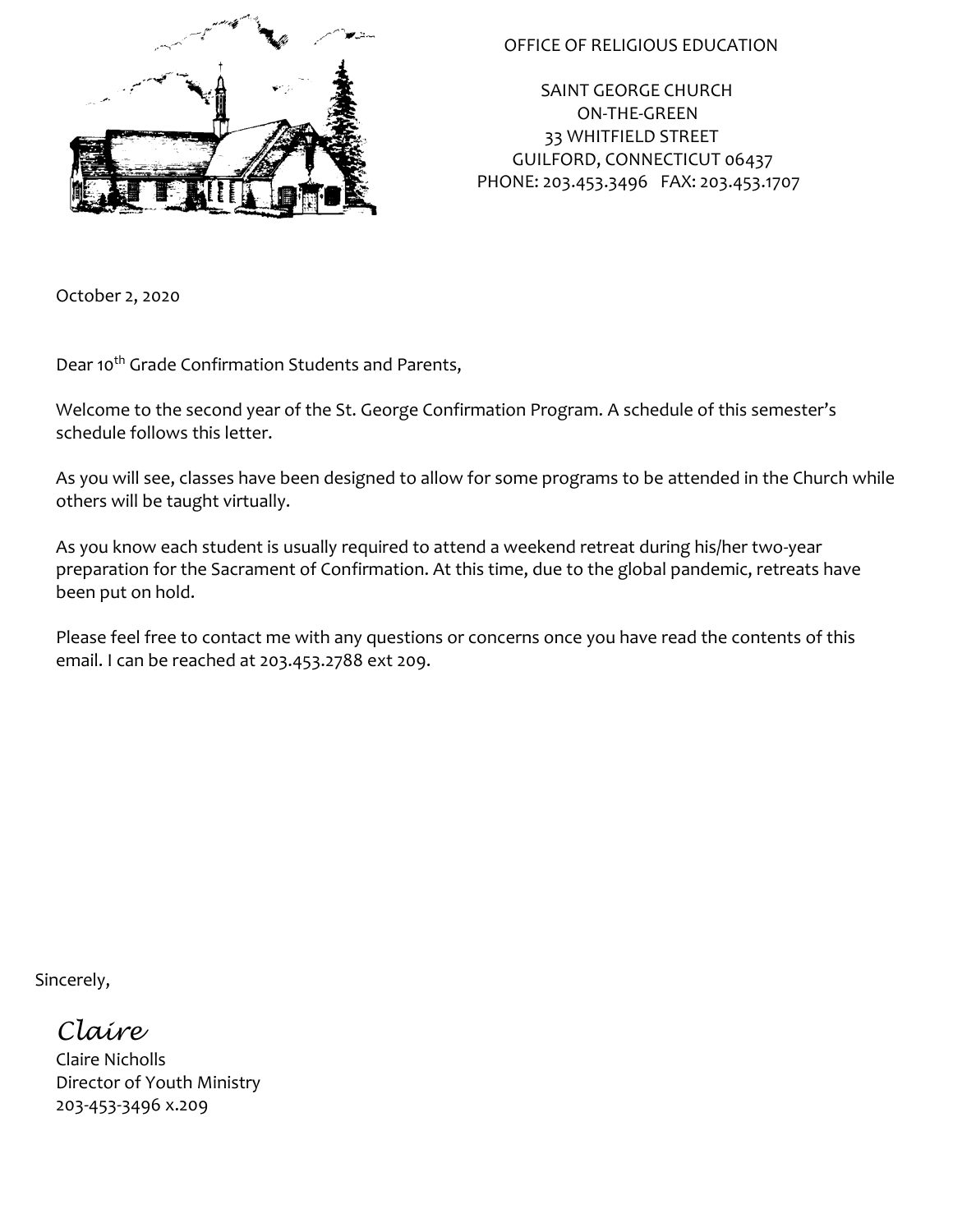OFFICE OF RELIGIOUS EDUCATION

SAINT GEORGE CHURCH
ON-THE-GREEN
33 WHITFIELD STREET
GUILFORD, CONNECTICUT 06437
PHONE: 203.453.3496 FAX: 203.453.1707

October 2, 2020

Dear 10th Grade Confirmation Students and Parents,

Welcome to the second year of the St. George Confirmation Program. A schedule of this semester's schedule follows this letter.

As you will see, classes have been designed to allow for some programs to be attended in the Church while others will be taught virtually.

As you know each student is usually required to attend a weekend retreat during his/her two-year preparation for the Sacrament of Confirmation. At this time, due to the global pandemic, retreats have been put on hold.

Please feel free to contact me with any questions or concerns once you have read the contents of this email. I can be reached at 203.453.2788 ext 209.

Sincerely,

*Claire*

Claire Nicholls
Director of Youth Ministry
203-453-3496 x.209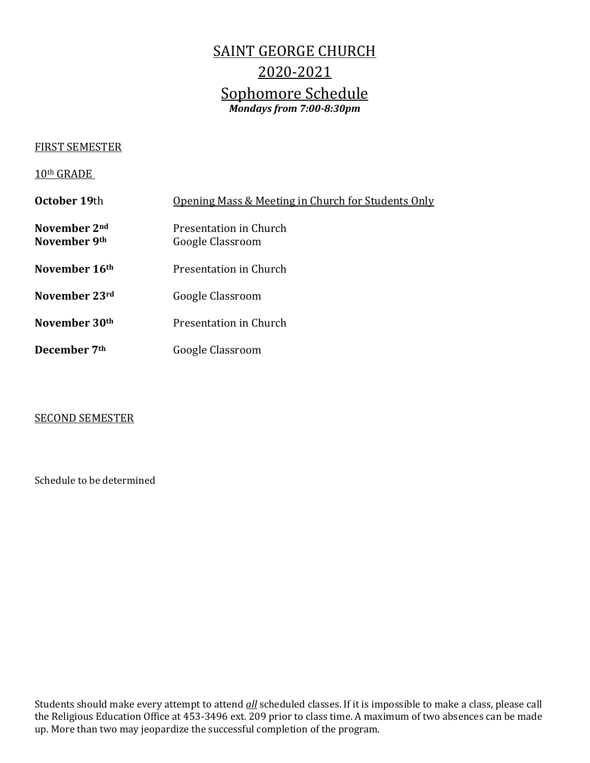# SAINT GEORGE CHURCH

# 2020-2021

# Sophomore Schedule

***Mondays from 7:00-8:30pm***

FIRST SEMESTER

10th GRADE

| | |
|---|---|
| **October 19**th | Opening Mass & Meeting in Church for Students Only |
| **November 2nd** | Presentation in Church |
| **November 9th** | Google Classroom |
| **November 16th** | Presentation in Church |
| **November 23rd** | Google Classroom |
| **November 30th** | Presentation in Church |
| **December 7th** | Google Classroom |

SECOND SEMESTER

Schedule to be determined

Students should make every attempt to attend ***all*** scheduled classes. If it is impossible to make a class, please call the Religious Education Office at 453-3496 ext. 209 prior to class time. A maximum of two absences can be made up. More than two may jeopardize the successful completion of the program.